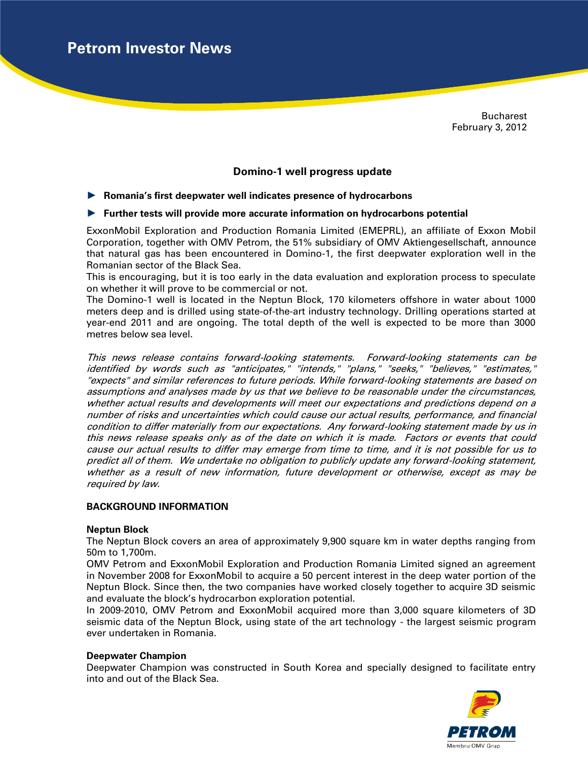# Petrom Investor News

Bucharest
February 3, 2012

## Domino-1 well progress update

► **Romania's first deepwater well indicates presence of hydrocarbons**

► **Further tests will provide more accurate information on hydrocarbons potential**

ExxonMobil Exploration and Production Romania Limited (EMEPRL), an affiliate of Exxon Mobil Corporation, together with OMV Petrom, the 51% subsidiary of OMV Aktiengesellschaft, announce that natural gas has been encountered in Domino-1, the first deepwater exploration well in the Romanian sector of the Black Sea.

This is encouraging, but it is too early in the data evaluation and exploration process to speculate on whether it will prove to be commercial or not.

The Domino-1 well is located in the Neptun Block, 170 kilometers offshore in water about 1000 meters deep and is drilled using state-of-the-art industry technology. Drilling operations started at year-end 2011 and are ongoing. The total depth of the well is expected to be more than 3000 metres below sea level.

*This news release contains forward-looking statements. Forward-looking statements can be identified by words such as "anticipates," "intends," "plans," "seeks," "believes," "estimates," "expects" and similar references to future periods. While forward-looking statements are based on assumptions and analyses made by us that we believe to be reasonable under the circumstances, whether actual results and developments will meet our expectations and predictions depend on a number of risks and uncertainties which could cause our actual results, performance, and financial condition to differ materially from our expectations. Any forward-looking statement made by us in this news release speaks only as of the date on which it is made. Factors or events that could cause our actual results to differ may emerge from time to time, and it is not possible for us to predict all of them. We undertake no obligation to publicly update any forward-looking statement, whether as a result of new information, future development or otherwise, except as may be required by law.*

**BACKGROUND INFORMATION**

**Neptun Block**

The Neptun Block covers an area of approximately 9,900 square km in water depths ranging from 50m to 1,700m.

OMV Petrom and ExxonMobil Exploration and Production Romania Limited signed an agreement in November 2008 for ExxonMobil to acquire a 50 percent interest in the deep water portion of the Neptun Block. Since then, the two companies have worked closely together to acquire 3D seismic and evaluate the block's hydrocarbon exploration potential.

In 2009-2010, OMV Petrom and ExxonMobil acquired more than 3,000 square kilometers of 3D seismic data of the Neptun Block, using state of the art technology - the largest seismic program ever undertaken in Romania.

**Deepwater Champion**

Deepwater Champion was constructed in South Korea and specially designed to facilitate entry into and out of the Black Sea.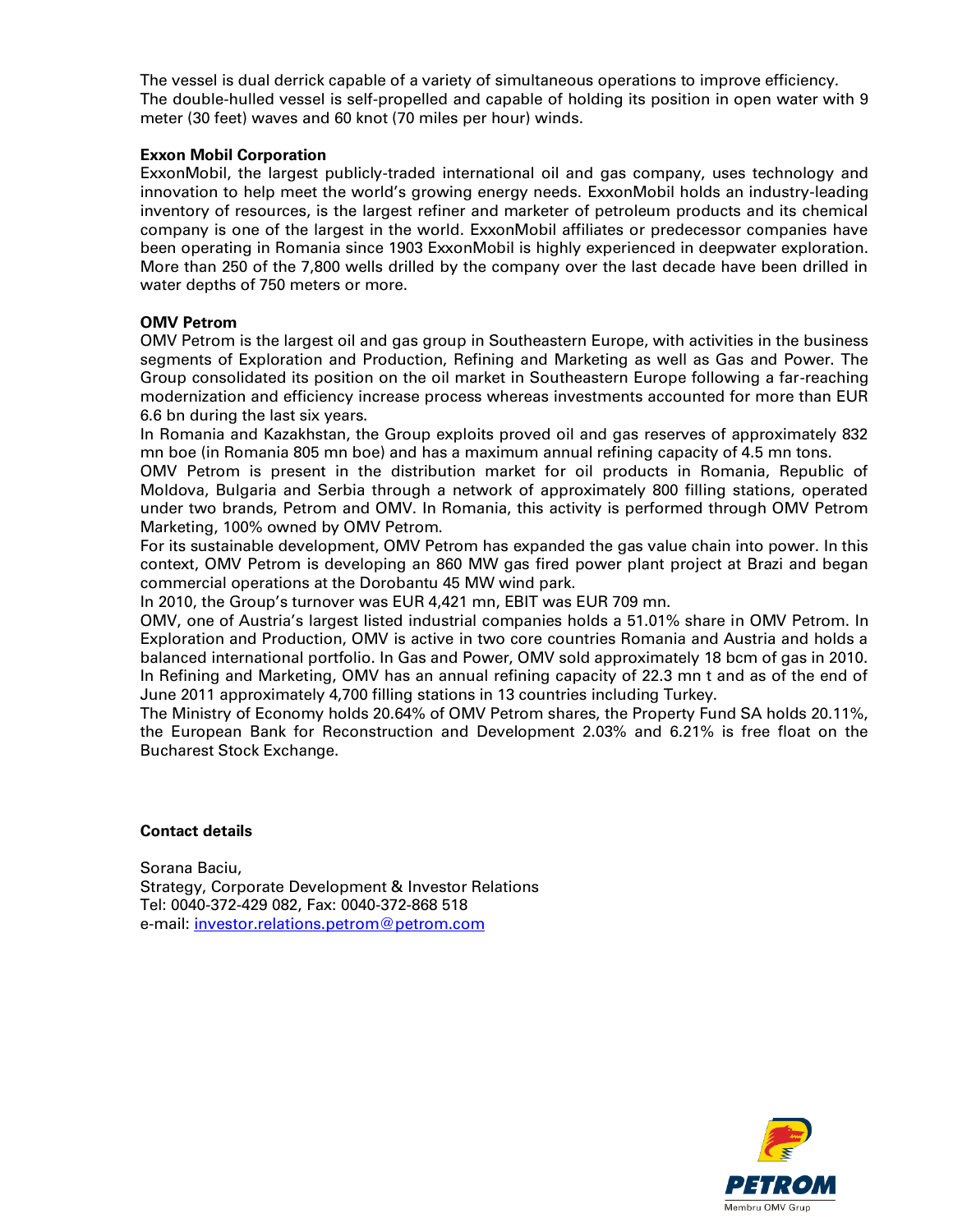The vessel is dual derrick capable of a variety of simultaneous operations to improve efficiency. The double-hulled vessel is self-propelled and capable of holding its position in open water with 9 meter (30 feet) waves and 60 knot (70 miles per hour) winds.

**Exxon Mobil Corporation**

ExxonMobil, the largest publicly-traded international oil and gas company, uses technology and innovation to help meet the world's growing energy needs. ExxonMobil holds an industry-leading inventory of resources, is the largest refiner and marketer of petroleum products and its chemical company is one of the largest in the world. ExxonMobil affiliates or predecessor companies have been operating in Romania since 1903 ExxonMobil is highly experienced in deepwater exploration. More than 250 of the 7,800 wells drilled by the company over the last decade have been drilled in water depths of 750 meters or more.

**OMV Petrom**

OMV Petrom is the largest oil and gas group in Southeastern Europe, with activities in the business segments of Exploration and Production, Refining and Marketing as well as Gas and Power. The Group consolidated its position on the oil market in Southeastern Europe following a far-reaching modernization and efficiency increase process whereas investments accounted for more than EUR 6.6 bn during the last six years.

In Romania and Kazakhstan, the Group exploits proved oil and gas reserves of approximately 832 mn boe (in Romania 805 mn boe) and has a maximum annual refining capacity of 4.5 mn tons.

OMV Petrom is present in the distribution market for oil products in Romania, Republic of Moldova, Bulgaria and Serbia through a network of approximately 800 filling stations, operated under two brands, Petrom and OMV. In Romania, this activity is performed through OMV Petrom Marketing, 100% owned by OMV Petrom.

For its sustainable development, OMV Petrom has expanded the gas value chain into power. In this context, OMV Petrom is developing an 860 MW gas fired power plant project at Brazi and began commercial operations at the Dorobantu 45 MW wind park.

In 2010, the Group's turnover was EUR 4,421 mn, EBIT was EUR 709 mn.

OMV, one of Austria's largest listed industrial companies holds a 51.01% share in OMV Petrom. In Exploration and Production, OMV is active in two core countries Romania and Austria and holds a balanced international portfolio. In Gas and Power, OMV sold approximately 18 bcm of gas in 2010. In Refining and Marketing, OMV has an annual refining capacity of 22.3 mn t and as of the end of June 2011 approximately 4,700 filling stations in 13 countries including Turkey.

The Ministry of Economy holds 20.64% of OMV Petrom shares, the Property Fund SA holds 20.11%, the European Bank for Reconstruction and Development 2.03% and 6.21% is free float on the Bucharest Stock Exchange.

**Contact details**

Sorana Baciu,
Strategy, Corporate Development & Investor Relations
Tel: 0040-372-429 082, Fax: 0040-372-868 518
e-mail: investor.relations.petrom@petrom.com

PETROM
Membru OMV Grup